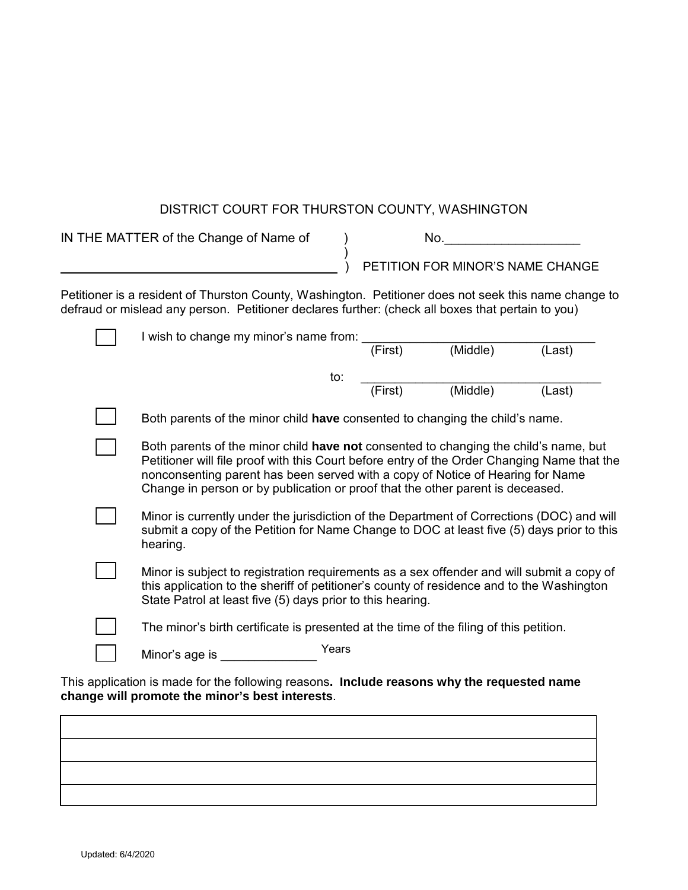DISTRICT COURT FOR THURSTON COUNTY, WASHINGTON

IN THE MATTER of the Change of Name of )
)
________________________________________ )

No.____________________

PETITION FOR MINOR'S NAME CHANGE

Petitioner is a resident of Thurston County, Washington. Petitioner does not seek this name change to defraud or mislead any person. Petitioner declares further: (check all boxes that pertain to you)

☐ I wish to change my minor's name from: __________________________________
(First) (Middle) (Last)

to: __________________________________
(First) (Middle) (Last)

☐ Both parents of the minor child **have** consented to changing the child's name.

☐ Both parents of the minor child **have not** consented to changing the child's name, but Petitioner will file proof with this Court before entry of the Order Changing Name that the nonconsenting parent has been served with a copy of Notice of Hearing for Name Change in person or by publication or proof that the other parent is deceased.

☐ Minor is currently under the jurisdiction of the Department of Corrections (DOC) and will submit a copy of the Petition for Name Change to DOC at least five (5) days prior to this hearing.

☐ Minor is subject to registration requirements as a sex offender and will submit a copy of this application to the sheriff of petitioner's county of residence and to the Washington State Patrol at least five (5) days prior to this hearing.

☐ The minor's birth certificate is presented at the time of the filing of this petition.

☐ Minor's age is ______________ Years

This application is made for the following reasons**. Include reasons why the requested name change will promote the minor's best interests**.

| |
|---|
| |
| |
| |
| |

Updated: 6/4/2020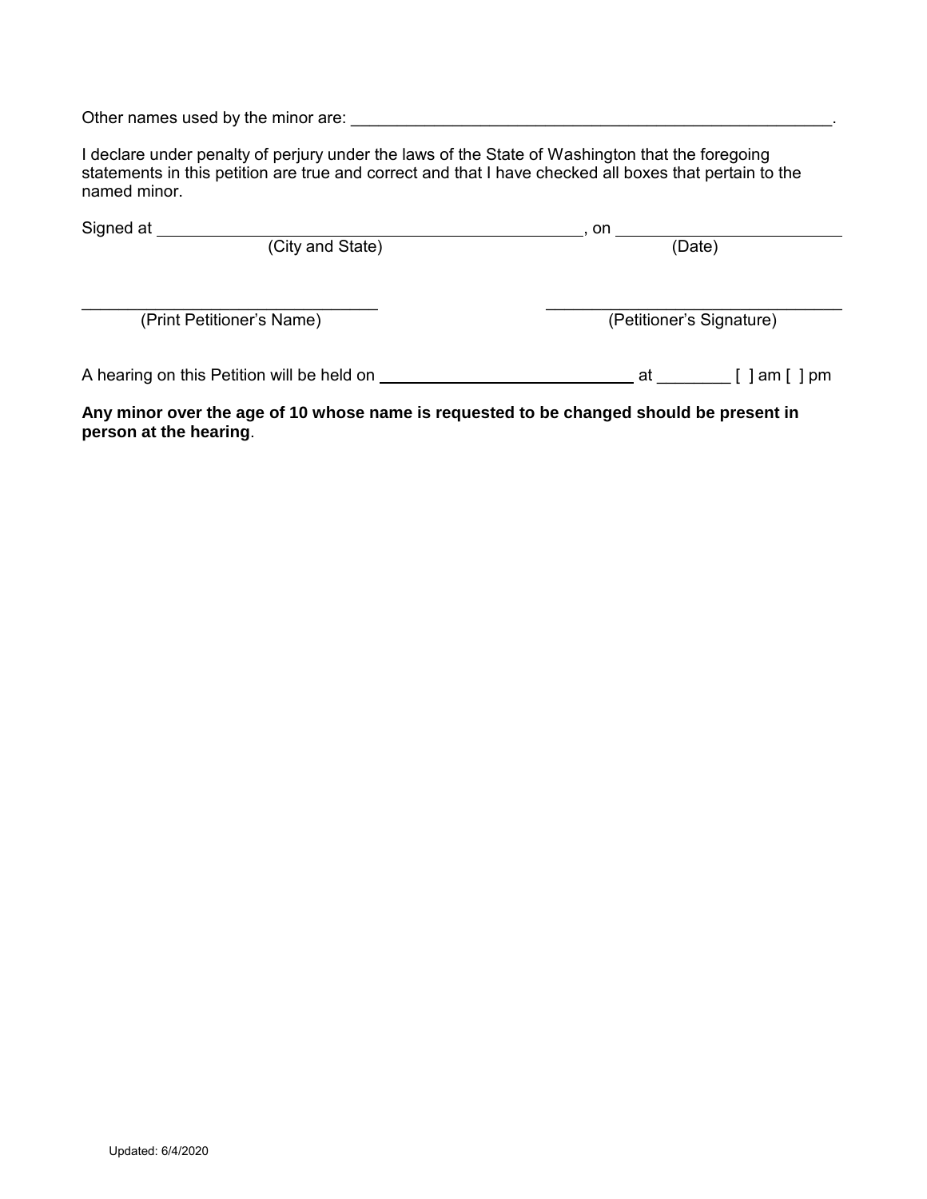Other names used by the minor are: ______________________________________________________.

I declare under penalty of perjury under the laws of the State of Washington that the foregoing statements in this petition are true and correct and that I have checked all boxes that pertain to the named minor.

Signed at ____________________________________________, on ________________________
(City and State) (Date)

______________________________ ______________________________
(Print Petitioner's Name) (Petitioner's Signature)

A hearing on this Petition will be held on ________________________ at ________ [ ] am [ ] pm

**Any minor over the age of 10 whose name is requested to be changed should be present in person at the hearing**.

Updated: 6/4/2020